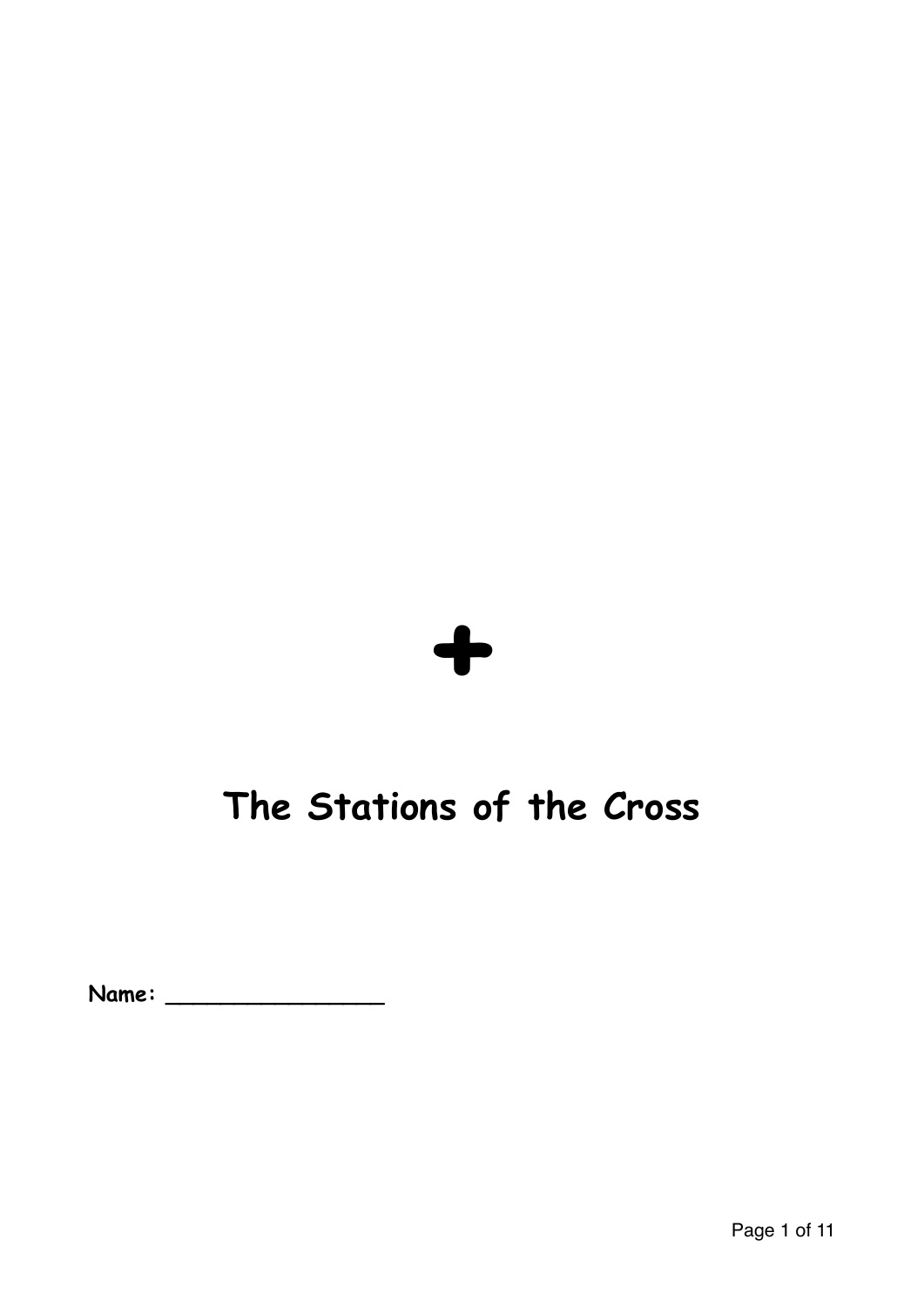✚

# The Stations of the Cross

**Name:** ________________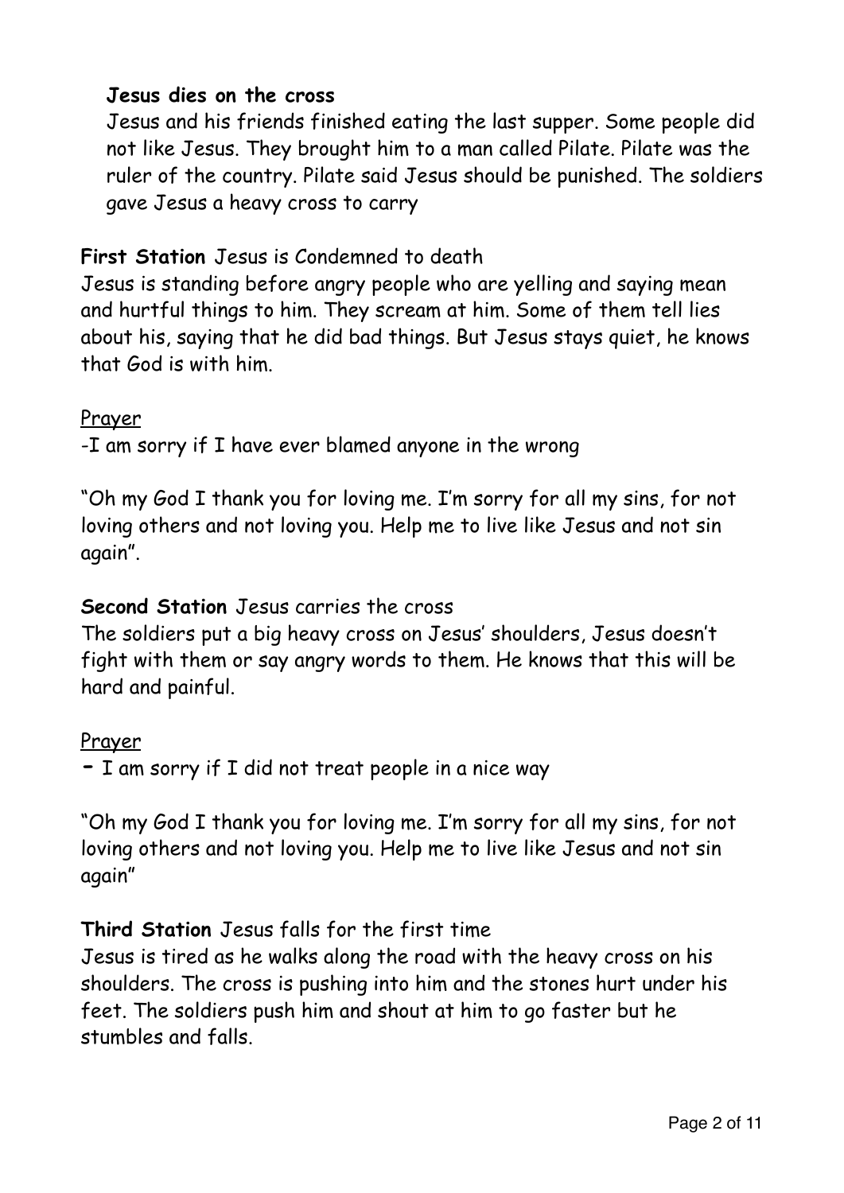**Jesus dies on the cross**

Jesus and his friends finished eating the last supper. Some people did not like Jesus. They brought him to a man called Pilate. Pilate was the ruler of the country. Pilate said Jesus should be punished. The soldiers gave Jesus a heavy cross to carry

**First Station** Jesus is Condemned to death

Jesus is standing before angry people who are yelling and saying mean and hurtful things to him. They scream at him. Some of them tell lies about his, saying that he did bad things. But Jesus stays quiet, he knows that God is with him.

<u>Prayer</u>

-I am sorry if I have ever blamed anyone in the wrong

"Oh my God I thank you for loving me. I'm sorry for all my sins, for not loving others and not loving you. Help me to live like Jesus and not sin again".

**Second Station** Jesus carries the cross

The soldiers put a big heavy cross on Jesus' shoulders, Jesus doesn't fight with them or say angry words to them. He knows that this will be hard and painful.

<u>Prayer</u>

- I am sorry if I did not treat people in a nice way

"Oh my God I thank you for loving me. I'm sorry for all my sins, for not loving others and not loving you. Help me to live like Jesus and not sin again"

**Third Station** Jesus falls for the first time

Jesus is tired as he walks along the road with the heavy cross on his shoulders. The cross is pushing into him and the stones hurt under his feet. The soldiers push him and shout at him to go faster but he stumbles and falls.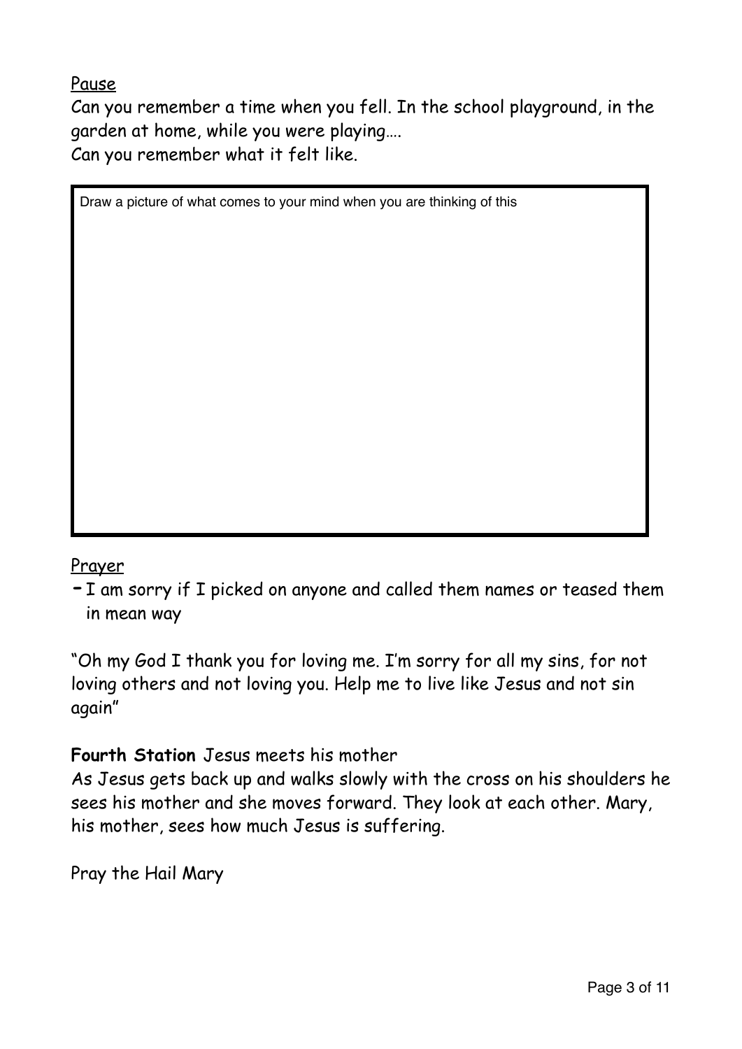Pause

Can you remember a time when you fell. In the school playground, in the garden at home, while you were playing….
Can you remember what it felt like.

Draw a picture of what comes to your mind when you are thinking of this

Prayer

- I am sorry if I picked on anyone and called them names or teased them in mean way

"Oh my God I thank you for loving me. I'm sorry for all my sins, for not loving others and not loving you. Help me to live like Jesus and not sin again"

**Fourth Station** Jesus meets his mother

As Jesus gets back up and walks slowly with the cross on his shoulders he sees his mother and she moves forward. They look at each other. Mary, his mother, sees how much Jesus is suffering.

Pray the Hail Mary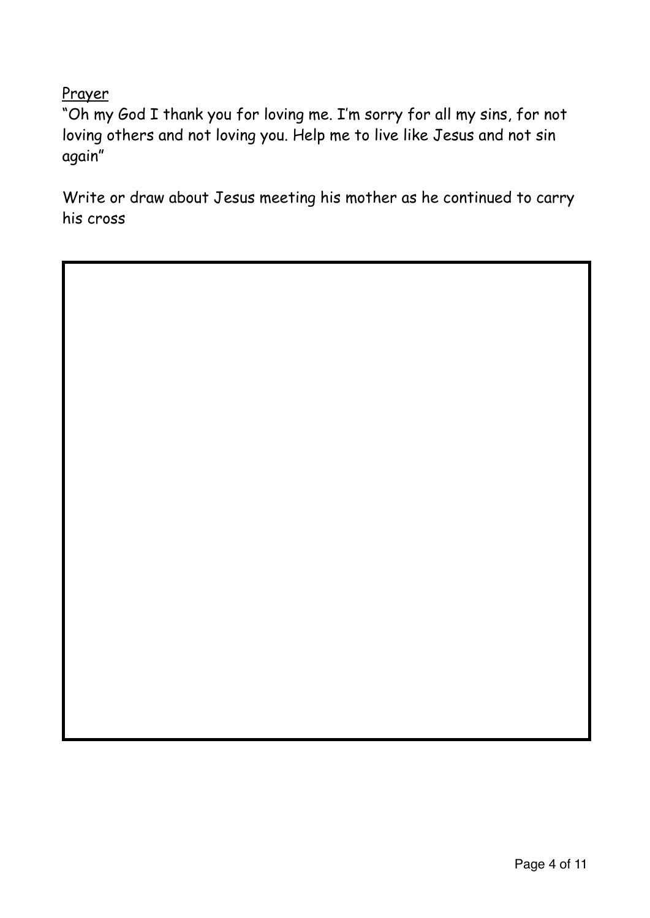Prayer

"Oh my God I thank you for loving me. I'm sorry for all my sins, for not loving others and not loving you. Help me to live like Jesus and not sin again"

Write or draw about Jesus meeting his mother as he continued to carry his cross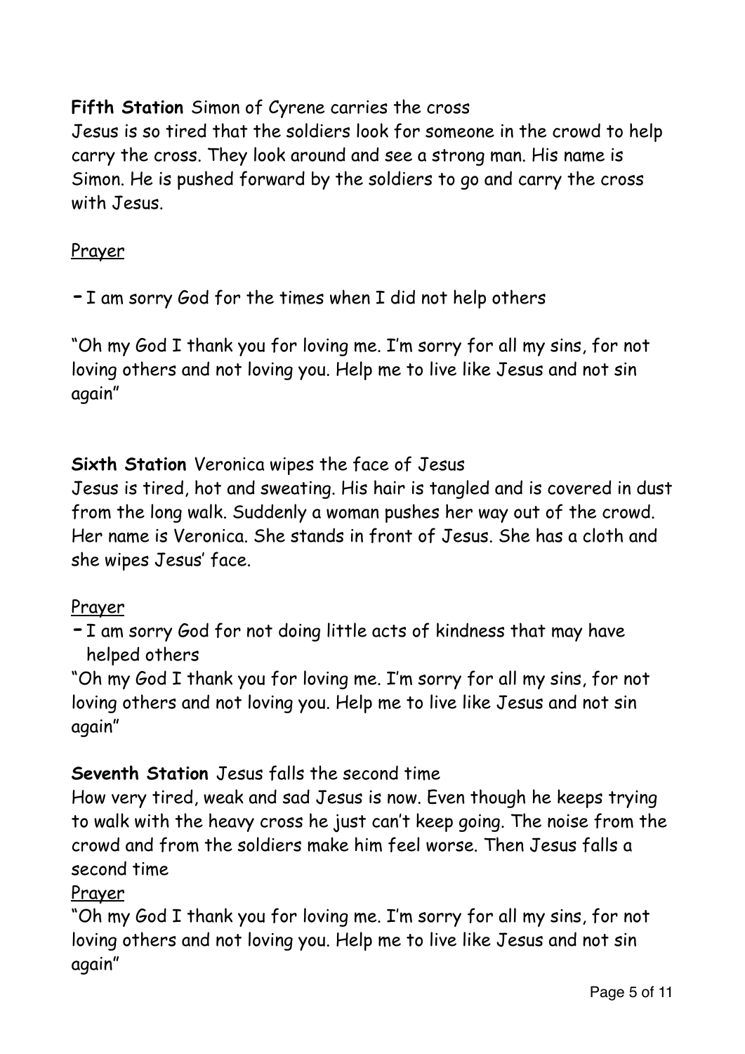**Fifth Station** Simon of Cyrene carries the cross
Jesus is so tired that the soldiers look for someone in the crowd to help carry the cross. They look around and see a strong man. His name is Simon. He is pushed forward by the soldiers to go and carry the cross with Jesus.

<u>Prayer</u>

- I am sorry God for the times when I did not help others

"Oh my God I thank you for loving me. I'm sorry for all my sins, for not loving others and not loving you. Help me to live like Jesus and not sin again"

**Sixth Station** Veronica wipes the face of Jesus
Jesus is tired, hot and sweating. His hair is tangled and is covered in dust from the long walk. Suddenly a woman pushes her way out of the crowd. Her name is Veronica. She stands in front of Jesus. She has a cloth and she wipes Jesus' face.

<u>Prayer</u>

- I am sorry God for not doing little acts of kindness that may have helped others

"Oh my God I thank you for loving me. I'm sorry for all my sins, for not loving others and not loving you. Help me to live like Jesus and not sin again"

**Seventh Station** Jesus falls the second time
How very tired, weak and sad Jesus is now. Even though he keeps trying to walk with the heavy cross he just can't keep going. The noise from the crowd and from the soldiers make him feel worse. Then Jesus falls a second time

<u>Prayer</u>

"Oh my God I thank you for loving me. I'm sorry for all my sins, for not loving others and not loving you. Help me to live like Jesus and not sin again"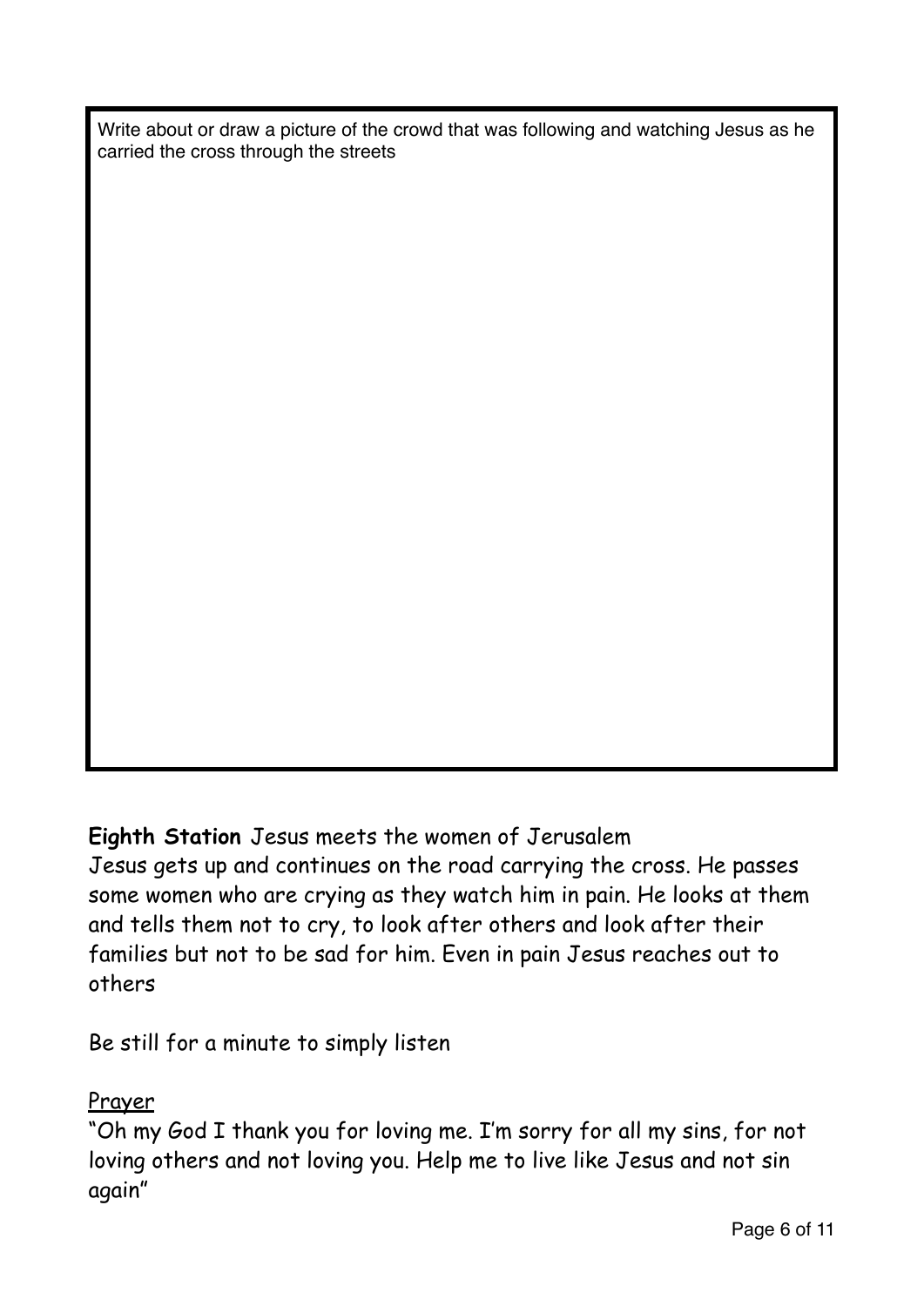Write about or draw a picture of the crowd that was following and watching Jesus as he carried the cross through the streets

**Eighth Station** Jesus meets the women of Jerusalem

Jesus gets up and continues on the road carrying the cross. He passes some women who are crying as they watch him in pain. He looks at them and tells them not to cry, to look after others and look after their families but not to be sad for him. Even in pain Jesus reaches out to others

Be still for a minute to simply listen

<u>Prayer</u>

"Oh my God I thank you for loving me. I'm sorry for all my sins, for not loving others and not loving you. Help me to live like Jesus and not sin again"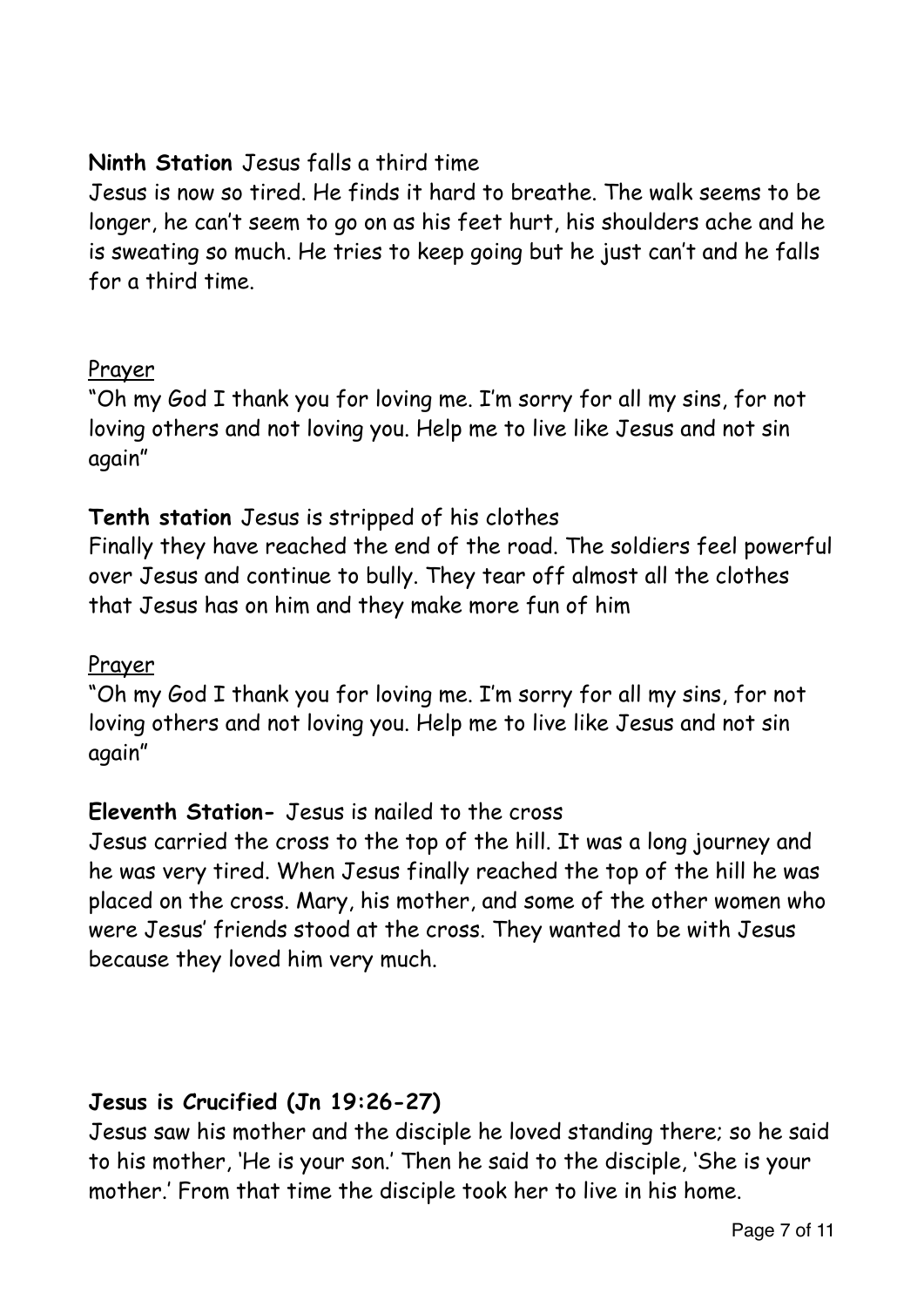**Ninth Station** Jesus falls a third time

Jesus is now so tired. He finds it hard to breathe. The walk seems to be longer, he can't seem to go on as his feet hurt, his shoulders ache and he is sweating so much. He tries to keep going but he just can't and he falls for a third time.

Prayer

"Oh my God I thank you for loving me. I'm sorry for all my sins, for not loving others and not loving you. Help me to live like Jesus and not sin again"

**Tenth station** Jesus is stripped of his clothes

Finally they have reached the end of the road. The soldiers feel powerful over Jesus and continue to bully. They tear off almost all the clothes that Jesus has on him and they make more fun of him

Prayer

"Oh my God I thank you for loving me. I'm sorry for all my sins, for not loving others and not loving you. Help me to live like Jesus and not sin again"

**Eleventh Station-** Jesus is nailed to the cross

Jesus carried the cross to the top of the hill. It was a long journey and he was very tired. When Jesus finally reached the top of the hill he was placed on the cross. Mary, his mother, and some of the other women who were Jesus' friends stood at the cross. They wanted to be with Jesus because they loved him very much.

**Jesus is Crucified (Jn 19:26-27)**

Jesus saw his mother and the disciple he loved standing there; so he said to his mother, 'He is your son.' Then he said to the disciple, 'She is your mother.' From that time the disciple took her to live in his home.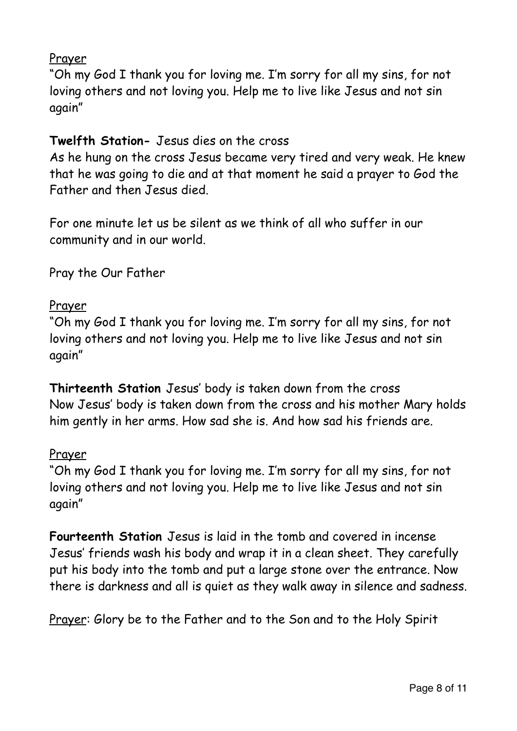<u>Prayer</u>

"Oh my God I thank you for loving me. I'm sorry for all my sins, for not loving others and not loving you. Help me to live like Jesus and not sin again"

**Twelfth Station-** Jesus dies on the cross

As he hung on the cross Jesus became very tired and very weak. He knew that he was going to die and at that moment he said a prayer to God the Father and then Jesus died.

For one minute let us be silent as we think of all who suffer in our community and in our world.

Pray the Our Father

<u>Prayer</u>

"Oh my God I thank you for loving me. I'm sorry for all my sins, for not loving others and not loving you. Help me to live like Jesus and not sin again"

**Thirteenth Station** Jesus' body is taken down from the cross

Now Jesus' body is taken down from the cross and his mother Mary holds him gently in her arms. How sad she is. And how sad his friends are.

<u>Prayer</u>

"Oh my God I thank you for loving me. I'm sorry for all my sins, for not loving others and not loving you. Help me to live like Jesus and not sin again"

**Fourteenth Station** Jesus is laid in the tomb and covered in incense

Jesus' friends wash his body and wrap it in a clean sheet. They carefully put his body into the tomb and put a large stone over the entrance. Now there is darkness and all is quiet as they walk away in silence and sadness.

<u>Prayer</u>: Glory be to the Father and to the Son and to the Holy Spirit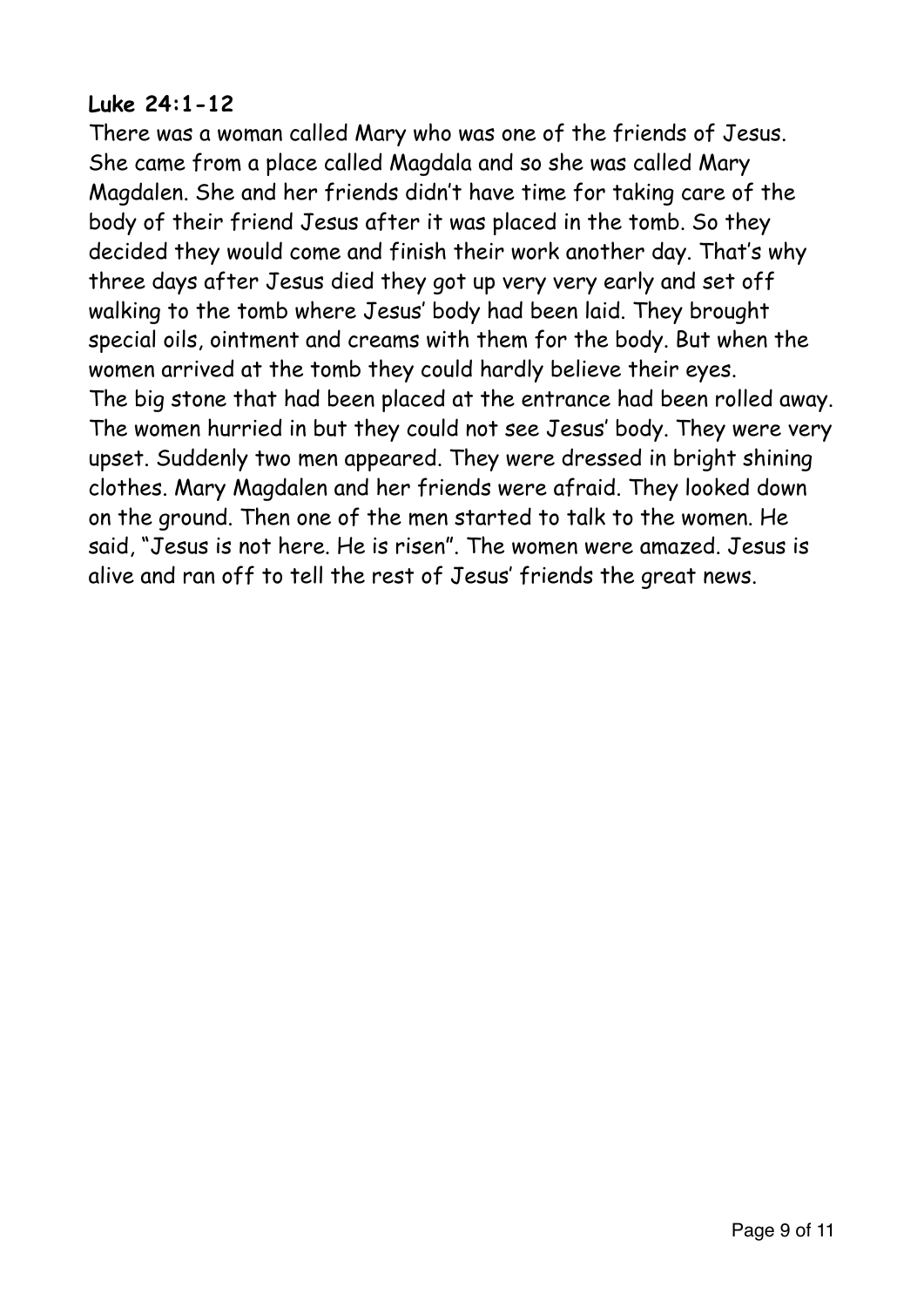**Luke 24:1-12**

There was a woman called Mary who was one of the friends of Jesus. She came from a place called Magdala and so she was called Mary Magdalen. She and her friends didn't have time for taking care of the body of their friend Jesus after it was placed in the tomb. So they decided they would come and finish their work another day. That's why three days after Jesus died they got up very very early and set off walking to the tomb where Jesus' body had been laid. They brought special oils, ointment and creams with them for the body. But when the women arrived at the tomb they could hardly believe their eyes.
The big stone that had been placed at the entrance had been rolled away. The women hurried in but they could not see Jesus' body. They were very upset. Suddenly two men appeared. They were dressed in bright shining clothes. Mary Magdalen and her friends were afraid. They looked down on the ground. Then one of the men started to talk to the women. He said, "Jesus is not here. He is risen". The women were amazed. Jesus is alive and ran off to tell the rest of Jesus' friends the great news.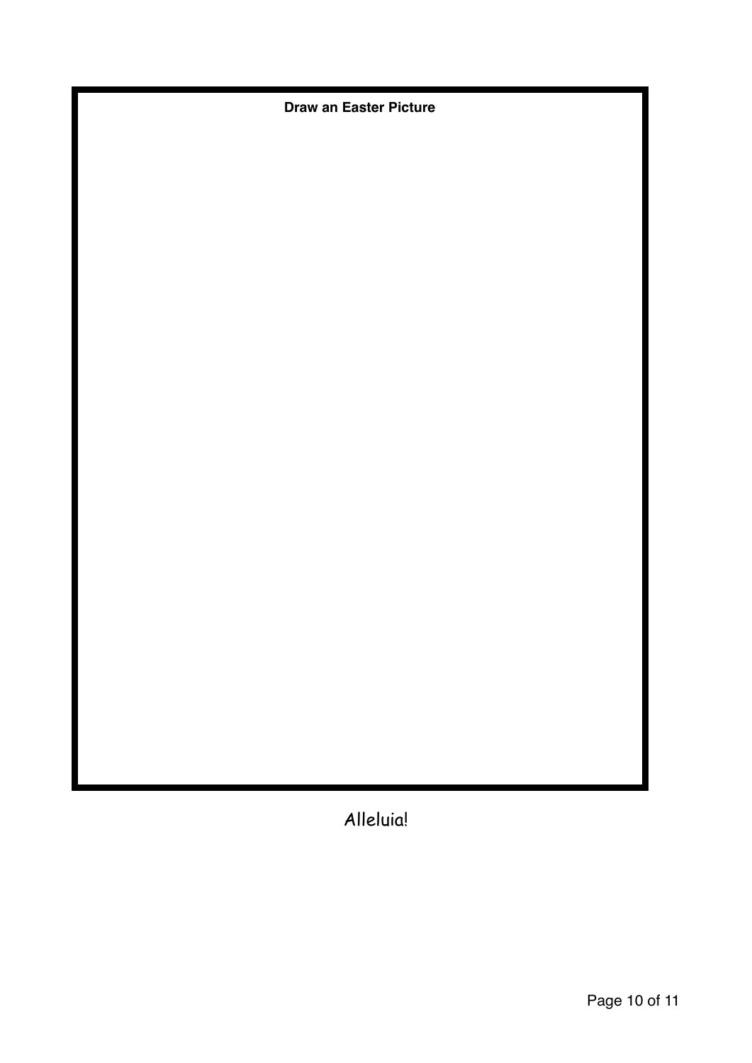**Draw an Easter Picture**

Alleluia!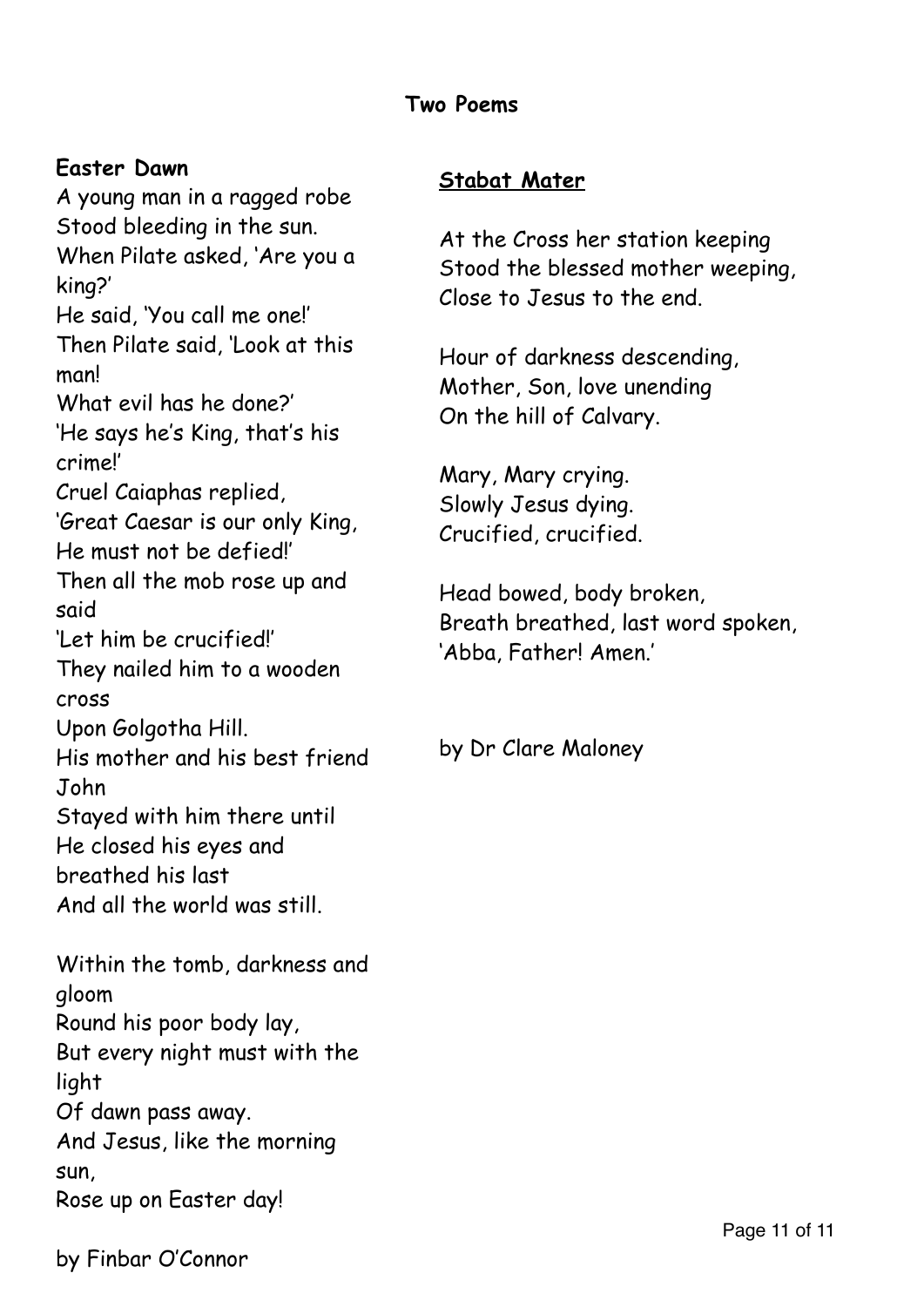## Two Poems

### Easter Dawn

A young man in a ragged robe
Stood bleeding in the sun.
When Pilate asked, 'Are you a king?'
He said, 'You call me one!'
Then Pilate said, 'Look at this man!
What evil has he done?'
'He says he's King, that's his crime!'
Cruel Caiaphas replied,
'Great Caesar is our only King,
He must not be defied!'
Then all the mob rose up and said
'Let him be crucified!'
They nailed him to a wooden cross
Upon Golgotha Hill.
His mother and his best friend John
Stayed with him there until
He closed his eyes and breathed his last
And all the world was still.

Within the tomb, darkness and gloom
Round his poor body lay,
But every night must with the light
Of dawn pass away.
And Jesus, like the morning sun,
Rose up on Easter day!

by Finbar O'Connor

### Stabat Mater

At the Cross her station keeping
Stood the blessed mother weeping,
Close to Jesus to the end.

Hour of darkness descending,
Mother, Son, love unending
On the hill of Calvary.

Mary, Mary crying.
Slowly Jesus dying.
Crucified, crucified.

Head bowed, body broken,
Breath breathed, last word spoken,
'Abba, Father! Amen.'

by Dr Clare Maloney